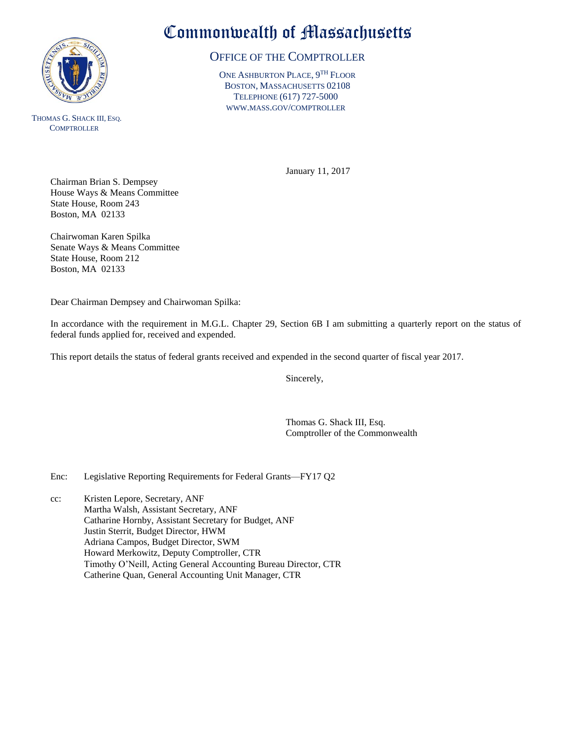# Commonwealth of Massachusetts

## Office of the Comptroller

One Ashburton Place, 9th Floor
Boston, Massachusetts 02108
Telephone (617) 727-5000
www.mass.gov/comptroller

Thomas G. Shack III, Esq.
Comptroller

January 11, 2017

Chairman Brian S. Dempsey
House Ways & Means Committee
State House, Room 243
Boston, MA 02133

Chairwoman Karen Spilka
Senate Ways & Means Committee
State House, Room 212
Boston, MA 02133

Dear Chairman Dempsey and Chairwoman Spilka:

In accordance with the requirement in M.G.L. Chapter 29, Section 6B I am submitting a quarterly report on the status of federal funds applied for, received and expended.

This report details the status of federal grants received and expended in the second quarter of fiscal year 2017.

Sincerely,

Thomas G. Shack III, Esq.
Comptroller of the Commonwealth

Enc: Legislative Reporting Requirements for Federal Grants—FY17 Q2

cc: Kristen Lepore, Secretary, ANF
Martha Walsh, Assistant Secretary, ANF
Catharine Hornby, Assistant Secretary for Budget, ANF
Justin Sterrit, Budget Director, HWM
Adriana Campos, Budget Director, SWM
Howard Merkowitz, Deputy Comptroller, CTR
Timothy O'Neill, Acting General Accounting Bureau Director, CTR
Catherine Quan, General Accounting Unit Manager, CTR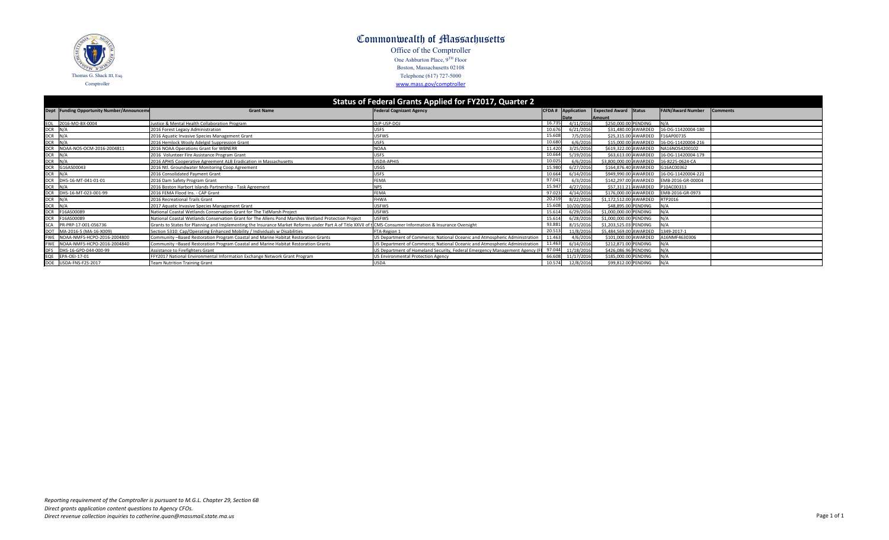# Commonwealth of Massachusetts

Office of the Comptroller
One Ashburton Place, 9TH Floor
Boston, Massachusetts 02108
Telephone (617) 727-5000
www.mass.gov/comptroller

Thomas G. Shack III, Esq.
Comptroller

## Status of Federal Grants Applied for FY2017, Quarter 2

| Dept | Funding Opportunity Number/Announceme | Grant Name | Federal Cognizant Agency | CFDA # | Application Date | Expected Award Amount | Status | FAIN/Award Number | Comments |
|---|---|---|---|---|---|---|---|---|---|
| EOL | 2016-MO-BX-0004 | Justice & Mental Health Collaboration Program | OJP-USP-DOJ | 16.735 | 4/11/2016 | $250,000.00 | PENDING | N/A | |
| DCR | N/A | 2016 Forest Legacy Administration | USFS | 10.676 | 6/21/2016 | $31,480.00 | AWARDED | 16-DG-11420004-180 | |
| DCR | N/A | 2016 Aquatic Invasive Species Management Grant | USFWS | 15.608 | 7/5/2016 | $25,315.00 | AWARDED | F16AP00735 | |
| DCR | N/A | 2016 Hemlock Wooly Adelgid Suppression Grant | USFS | 10.680 | 6/6/2016 | $15,000.00 | AWARDED | 16-DG-11420004-216 | |
| DCR | NOAA-NOS-OCM-2016-2004811 | 2016 NOAA Operations Grant for WBNERR | NOAA | 11.420 | 3/25/2016 | $619,322.00 | AWARDED | NA16NOS4200102 | |
| DCR | N/A | 2016 Volunteer Fire Assistance Program Grant | USFS | 10.664 | 5/19/2016 | $63,613.00 | AWARDED | 16-DG-11420004-179 | |
| DCR | N/A | 2016 APHIS Cooperative Agreement ALB Eradication in Massachusetts | USDA-APHIS | 10.025 | 6/6/2016 | $3,800,000.00 | AWARDED | 16-8225-0624-CA | |
| DCR | G16AS00043 | 2016 Ntl. Groundwater Monitoring Coop Agreement | USGS | 15.980 | 6/27/2016 | $164,876.40 | AWARDED | G16AC00362 | |
| DCR | N/A | 2016 Consolidated Payment Grant | USFS | 10.664 | 6/14/2016 | $949,990.00 | AWARDED | 16-DG-11420004-221 | |
| DCR | DHS-16-MT-041-01-01 | 2016 Dam Safety Program Grant | FEMA | 97.041 | 6/3/2016 | $142,297.00 | AWARDED | EMB-2016-GR-00004 | |
| DCR | N/A | 2016 Boston Harbort Islands Partnership - Task Agreement | NPS | 15.947 | 4/27/2016 | $57,311.21 | AWARDED | P10AC00313 | |
| DCR | DHS-16-MT-023-001-99 | 2016 FEMA Flood Ins. - CAP Grant | FEMA | 97.023 | 4/14/2016 | $176,000.00 | AWARDED | EMB-2016-GR-0973 | |
| DCR | N/A | 2016 Recreational Trails Grant | FHWA | 20.219 | 8/22/2016 | $1,172,512.00 | AWARDED | RTP2016 | |
| DCR | N/A | 2017 Aquatic Invasive Species Management Grant | USFWS | 15.608 | 10/20/2016 | $48,895.00 | PENDING | N/A | |
| DCR | F16AS00089 | National Coastal Wetlands Conservation Grant for The TidMarsh Project | USFWS | 15.614 | 6/29/2016 | $1,000,000.00 | PENDING | N/A | |
| DCR | F16AS00089 | National Coastal Wetlands Conservation Grant for The Allens Pond Marshes Wetland Protection Project | USFWS | 15.614 | 6/28/2016 | $1,000,000.00 | PENDING | N/A | |
| SCA | PR-PRP-17-001-056736 | Grants to States for Planning and Implementing the Insurance Market Reforms under Part A of Title XXVII of t | CMS-Consumer Information & Insurance Oversight | 93.881 | 8/15/2016 | $1,203,525.03 | PENDING | N/A | |
| DOT | MA-2016-5 (MA-16-X009) | Section 5310: Cap/Operating Enhanced Mobility / Individuals w Disabilities | FTA-Region 1 | 20.513 | 11/8/2016 | $5,484,569.00 | AWARDED | 1349-2017-1 | |
| FWE | NOAA-NMFS-HCPO-2016-2004800 | Community –Based Restoration Program Coastal and Marine Habitat Restoration Grants | US Department of Commerce; National Oceanic and Atmospheric Administration | 11.463 | 4/6/2016 | $101,000.00 | AWARDED | A16NMF4630306 | |
| FWE | NOAA-NMFS-HCPO-2016-2004840 | Community –Based Restoration Program Coastal and Marine Habitat Restoration Grants | US Department of Commerce; National Oceanic and Atmospheric Administration | 11.463 | 6/14/2016 | $212,871.00 | PENDING | N/A | |
| DFS | DHS-16-GPD-044-000-99 | Assistance to Firefighters Grant | US Department of Homeland Security, Federal Emergency Management Agency (F | 97.044 | 11/18/2016 | $426,086.96 | PENDING | N/A | |
| EQE | EPA-OEI-17-01 | FFY2017 National Environmental Information Exchange Network Grant Program | US Environmental Protection Agency | 66.608 | 11/17/2016 | $185,000.00 | PENDING | N/A | |
| DOE | USDA-FNS-F2S-2017 | Team Nutrition Training Grant | USDA | 10.574 | 12/8/2016 | $99,812.00 | PENDING | N/A | |

*Reporting requirement of the Comptroller is pursuant to M.G.L. Chapter 29, Section 6B*
*Direct grants application content questions to Agency CFOs.*
*Direct revenue collection inquiries to catherine.quan@massmail.state.ma.us*